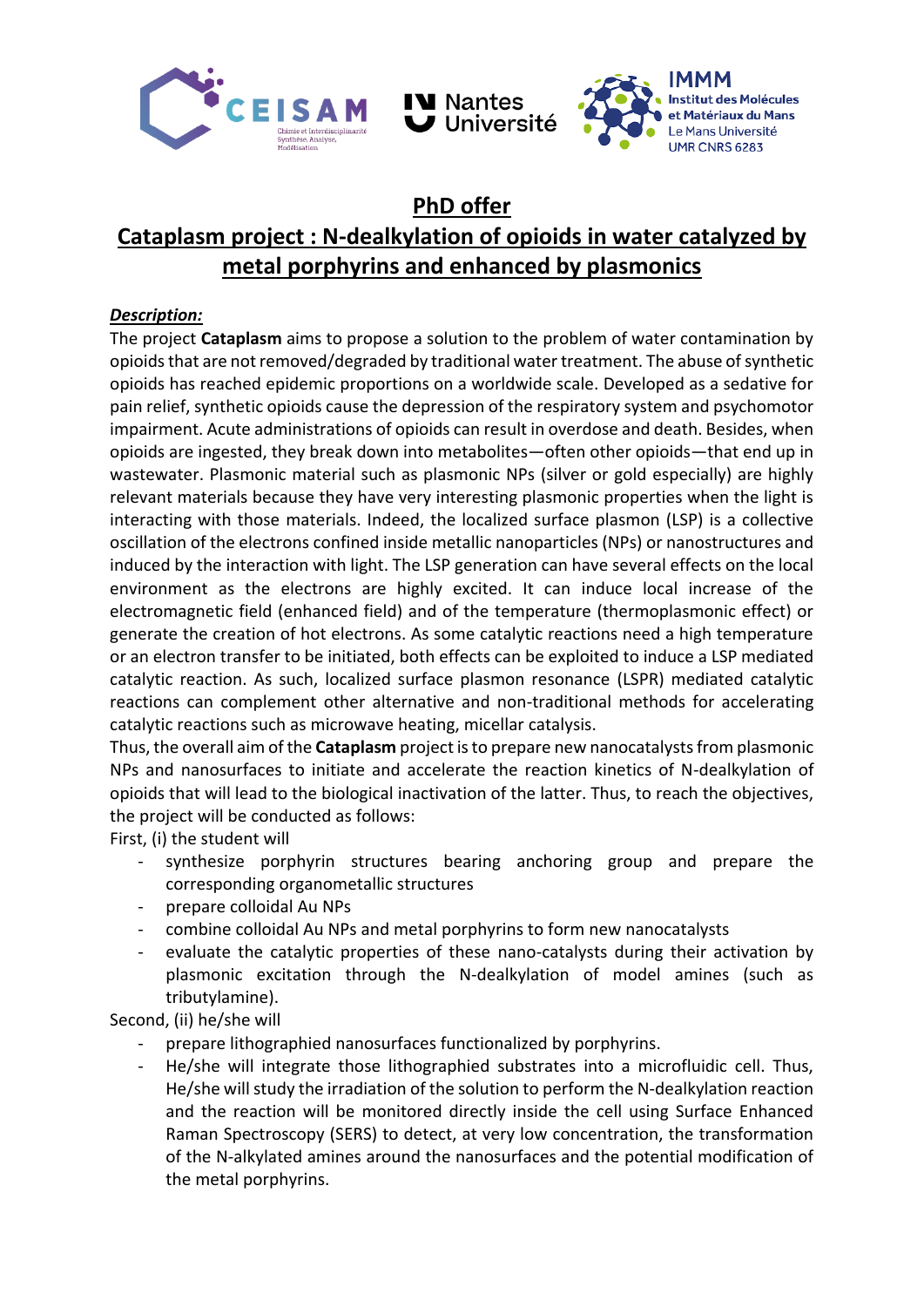## PhD offer

## Cataplasm project : N-dealkylation of opioids in water catalyzed by metal porphyrins and enhanced by plasmonics

***Description:***

The project **Cataplasm** aims to propose a solution to the problem of water contamination by opioids that are not removed/degraded by traditional water treatment. The abuse of synthetic opioids has reached epidemic proportions on a worldwide scale. Developed as a sedative for pain relief, synthetic opioids cause the depression of the respiratory system and psychomotor impairment. Acute administrations of opioids can result in overdose and death. Besides, when opioids are ingested, they break down into metabolites—often other opioids—that end up in wastewater. Plasmonic material such as plasmonic NPs (silver or gold especially) are highly relevant materials because they have very interesting plasmonic properties when the light is interacting with those materials. Indeed, the localized surface plasmon (LSP) is a collective oscillation of the electrons confined inside metallic nanoparticles (NPs) or nanostructures and induced by the interaction with light. The LSP generation can have several effects on the local environment as the electrons are highly excited. It can induce local increase of the electromagnetic field (enhanced field) and of the temperature (thermoplasmonic effect) or generate the creation of hot electrons. As some catalytic reactions need a high temperature or an electron transfer to be initiated, both effects can be exploited to induce a LSP mediated catalytic reaction. As such, localized surface plasmon resonance (LSPR) mediated catalytic reactions can complement other alternative and non-traditional methods for accelerating catalytic reactions such as microwave heating, micellar catalysis.

Thus, the overall aim of the **Cataplasm** project is to prepare new nanocatalysts from plasmonic NPs and nanosurfaces to initiate and accelerate the reaction kinetics of N-dealkylation of opioids that will lead to the biological inactivation of the latter. Thus, to reach the objectives, the project will be conducted as follows:

First, (i) the student will

- synthesize porphyrin structures bearing anchoring group and prepare the corresponding organometallic structures
- prepare colloidal Au NPs
- combine colloidal Au NPs and metal porphyrins to form new nanocatalysts
- evaluate the catalytic properties of these nano-catalysts during their activation by plasmonic excitation through the N-dealkylation of model amines (such as tributylamine).

Second, (ii) he/she will

- prepare lithographied nanosurfaces functionalized by porphyrins.
- He/she will integrate those lithographied substrates into a microfluidic cell. Thus, He/she will study the irradiation of the solution to perform the N-dealkylation reaction and the reaction will be monitored directly inside the cell using Surface Enhanced Raman Spectroscopy (SERS) to detect, at very low concentration, the transformation of the N-alkylated amines around the nanosurfaces and the potential modification of the metal porphyrins.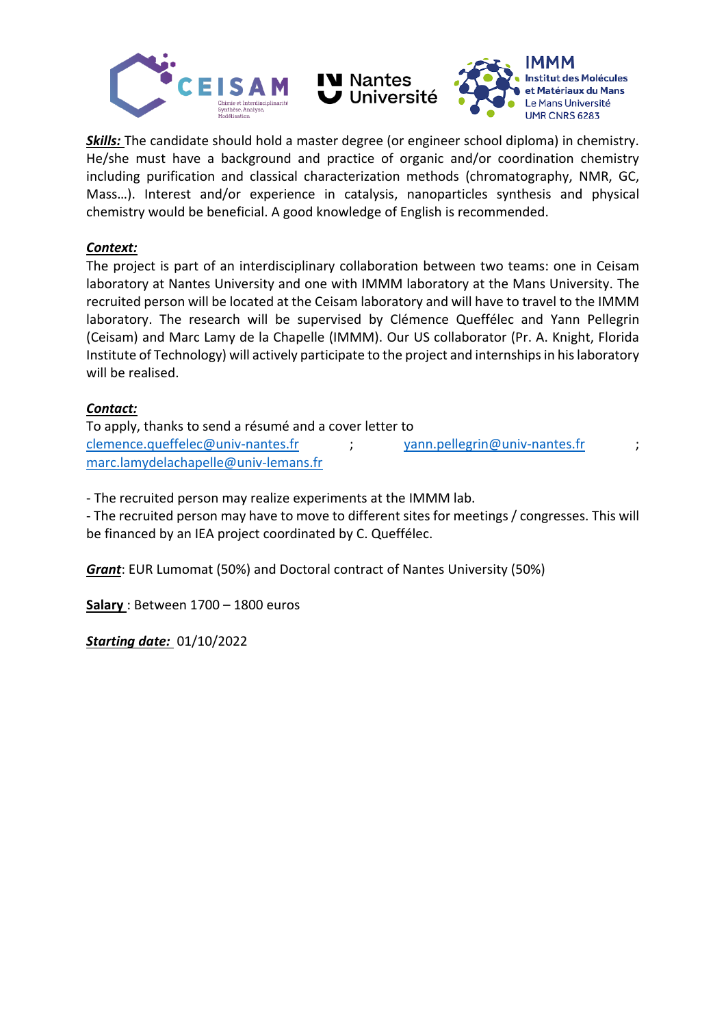***Skills:*** The candidate should hold a master degree (or engineer school diploma) in chemistry. He/she must have a background and practice of organic and/or coordination chemistry including purification and classical characterization methods (chromatography, NMR, GC, Mass…). Interest and/or experience in catalysis, nanoparticles synthesis and physical chemistry would be beneficial. A good knowledge of English is recommended.

***Context:***

The project is part of an interdisciplinary collaboration between two teams: one in Ceisam laboratory at Nantes University and one with IMMM laboratory at the Mans University. The recruited person will be located at the Ceisam laboratory and will have to travel to the IMMM laboratory. The research will be supervised by Clémence Queffélec and Yann Pellegrin (Ceisam) and Marc Lamy de la Chapelle (IMMM). Our US collaborator (Pr. A. Knight, Florida Institute of Technology) will actively participate to the project and internships in his laboratory will be realised.

***Contact:***

To apply, thanks to send a résumé and a cover letter to
clemence.queffelec@univ-nantes.fr ; yann.pellegrin@univ-nantes.fr ; marc.lamydelachapelle@univ-lemans.fr

- The recruited person may realize experiments at the IMMM lab.
- The recruited person may have to move to different sites for meetings / congresses. This will be financed by an IEA project coordinated by C. Queffélec.

***Grant***: EUR Lumomat (50%) and Doctoral contract of Nantes University (50%)

**Salary** : Between 1700 – 1800 euros

***Starting date:*** 01/10/2022